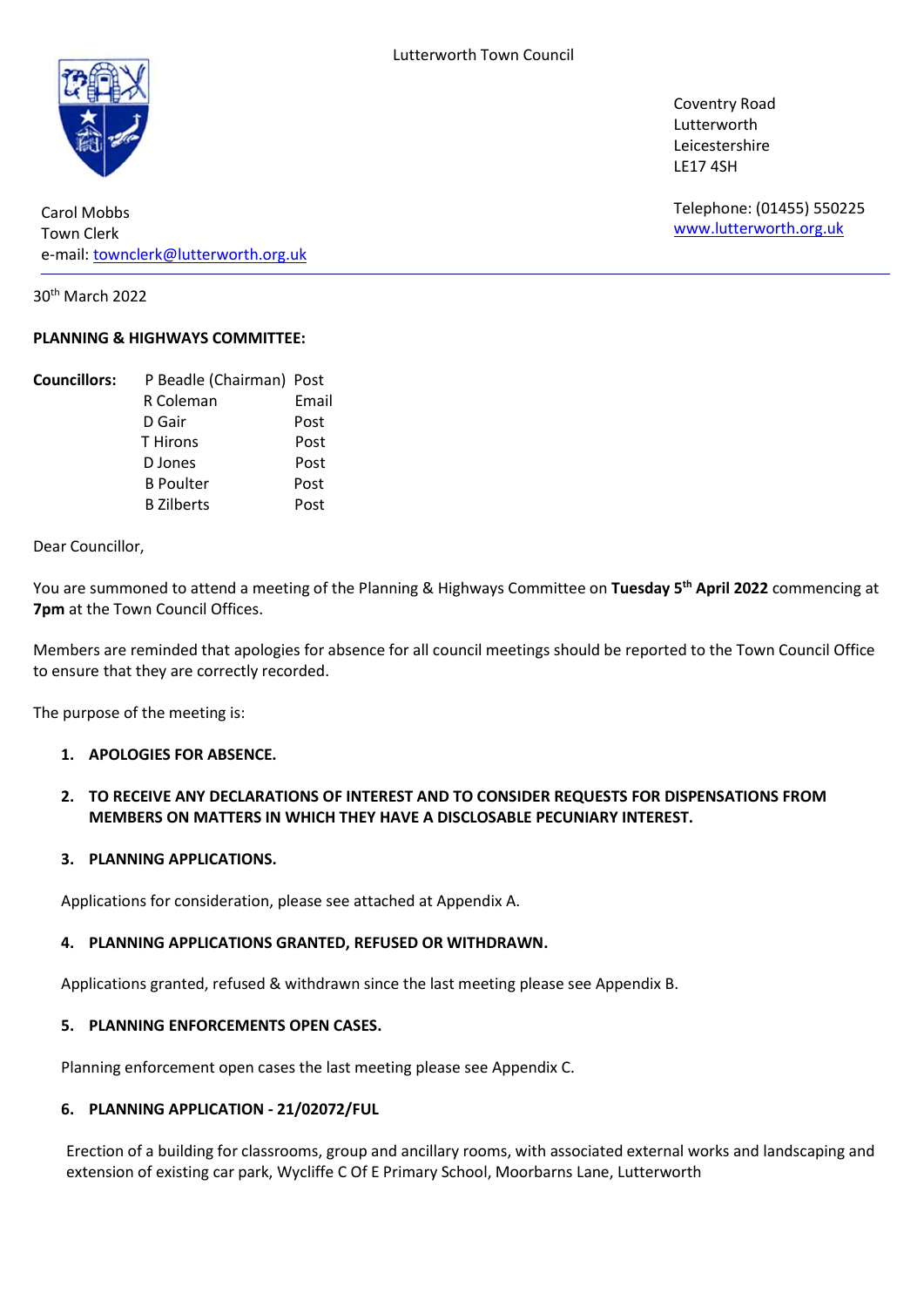Lutterworth Town Council

Coventry Road
Lutterworth
Leicestershire
LE17 4SH

Telephone: (01455) 550225
www.lutterworth.org.uk

Carol Mobbs
Town Clerk
e-mail: townclerk@lutterworth.org.uk

30th March 2022

**PLANNING & HIGHWAYS COMMITTEE:**

| **Councillors:** | P Beadle (Chairman) | Post |
|---|---|---|
| | R Coleman | Email |
| | D Gair | Post |
| | T Hirons | Post |
| | D Jones | Post |
| | B Poulter | Post |
| | B Zilberts | Post |

Dear Councillor,

You are summoned to attend a meeting of the Planning & Highways Committee on **Tuesday 5th April 2022** commencing at **7pm** at the Town Council Offices.

Members are reminded that apologies for absence for all council meetings should be reported to the Town Council Office to ensure that they are correctly recorded.

The purpose of the meeting is:

1. **APOLOGIES FOR ABSENCE.**

2. **TO RECEIVE ANY DECLARATIONS OF INTEREST AND TO CONSIDER REQUESTS FOR DISPENSATIONS FROM MEMBERS ON MATTERS IN WHICH THEY HAVE A DISCLOSABLE PECUNIARY INTEREST.**

3. **PLANNING APPLICATIONS.**

   Applications for consideration, please see attached at Appendix A.

4. **PLANNING APPLICATIONS GRANTED, REFUSED OR WITHDRAWN.**

   Applications granted, refused & withdrawn since the last meeting please see Appendix B.

5. **PLANNING ENFORCEMENTS OPEN CASES.**

   Planning enforcement open cases the last meeting please see Appendix C.

6. **PLANNING APPLICATION - 21/02072/FUL**

   Erection of a building for classrooms, group and ancillary rooms, with associated external works and landscaping and extension of existing car park, Wycliffe C Of E Primary School, Moorbarns Lane, Lutterworth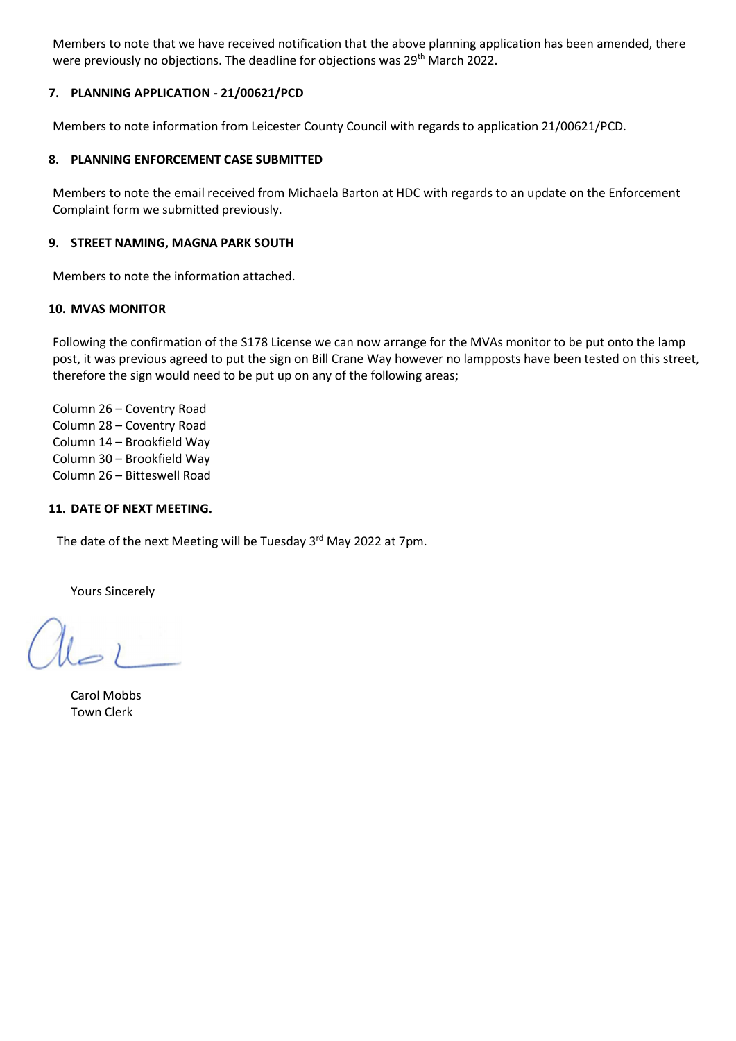Members to note that we have received notification that the above planning application has been amended, there were previously no objections. The deadline for objections was 29th March 2022.

**7. PLANNING APPLICATION - 21/00621/PCD**

Members to note information from Leicester County Council with regards to application 21/00621/PCD.

**8. PLANNING ENFORCEMENT CASE SUBMITTED**

Members to note the email received from Michaela Barton at HDC with regards to an update on the Enforcement Complaint form we submitted previously.

**9. STREET NAMING, MAGNA PARK SOUTH**

Members to note the information attached.

**10. MVAS MONITOR**

Following the confirmation of the S178 License we can now arrange for the MVAs monitor to be put onto the lamp post, it was previous agreed to put the sign on Bill Crane Way however no lampposts have been tested on this street, therefore the sign would need to be put up on any of the following areas;

Column 26 – Coventry Road
Column 28 – Coventry Road
Column 14 – Brookfield Way
Column 30 – Brookfield Way
Column 26 – Bitteswell Road

**11. DATE OF NEXT MEETING.**

The date of the next Meeting will be Tuesday 3rd May 2022 at 7pm.

Yours Sincerely

Carol Mobbs
Town Clerk